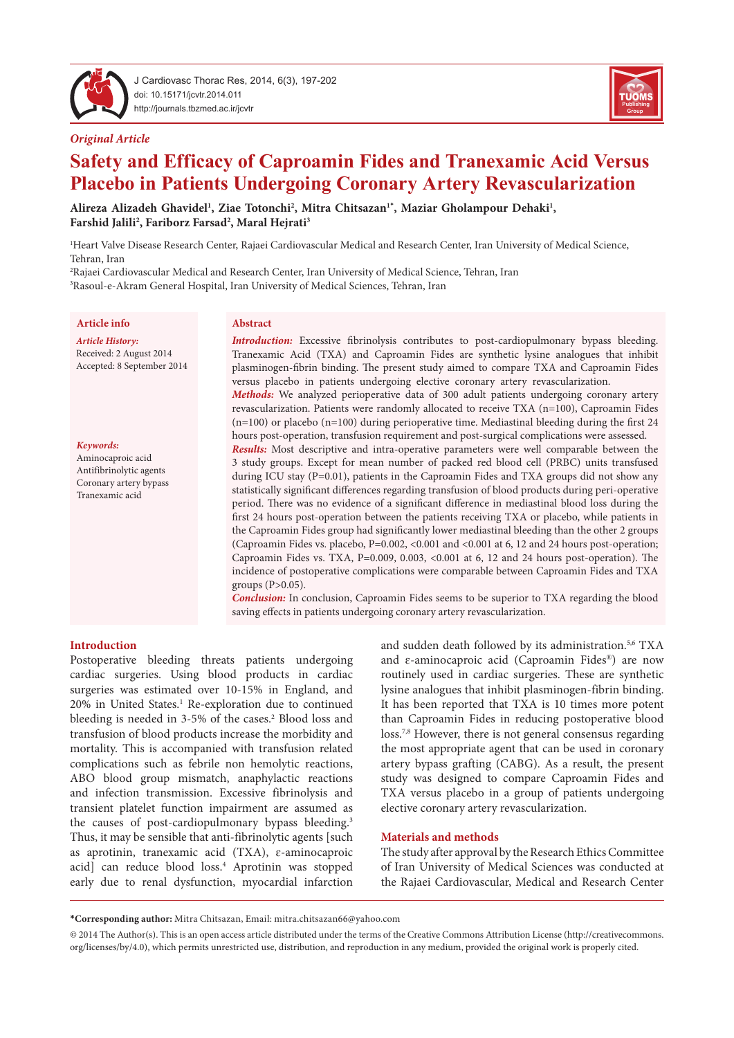*Original Article*

# Safety and Efficacy of Caproamin Fides and Tranexamic Acid Versus Placebo in Patients Undergoing Coronary Artery Revascularization

**Alireza Alizadeh Ghavidel[1], Ziae Totonchi[2], Mitra Chitsazan[1*], Maziar Gholampour Dehaki[1], Farshid Jalili[2], Fariborz Farsad[2], Maral Hejrati[3]**

[1]Heart Valve Disease Research Center, Rajaei Cardiovascular Medical and Research Center, Iran University of Medical Science, Tehran, Iran

[2]Rajaei Cardiovascular Medical and Research Center, Iran University of Medical Science, Tehran, Iran

[3]Rasoul-e-Akram General Hospital, Iran University of Medical Sciences, Tehran, Iran

## Article info

*Article History:*
Received: 2 August 2014
Accepted: 8 September 2014

*Keywords:*
Aminocaproic acid
Antifibrinolytic agents
Coronary artery bypass
Tranexamic acid

## Abstract

***Introduction:*** Excessive fibrinolysis contributes to post-cardiopulmonary bypass bleeding. Tranexamic Acid (TXA) and Caproamin Fides are synthetic lysine analogues that inhibit plasminogen-fibrin binding. The present study aimed to compare TXA and Caproamin Fides versus placebo in patients undergoing elective coronary artery revascularization.

***Methods:*** We analyzed perioperative data of 300 adult patients undergoing coronary artery revascularization. Patients were randomly allocated to receive TXA (n=100), Caproamin Fides (n=100) or placebo (n=100) during perioperative time. Mediastinal bleeding during the first 24 hours post-operation, transfusion requirement and post-surgical complications were assessed.

***Results:*** Most descriptive and intra-operative parameters were well comparable between the 3 study groups. Except for mean number of packed red blood cell (PRBC) units transfused during ICU stay (P=0.01), patients in the Caproamin Fides and TXA groups did not show any statistically significant differences regarding transfusion of blood products during peri-operative period. There was no evidence of a significant difference in mediastinal blood loss during the first 24 hours post-operation between the patients receiving TXA or placebo, while patients in the Caproamin Fides group had significantly lower mediastinal bleeding than the other 2 groups (Caproamin Fides vs. placebo, P=0.002, <0.001 and <0.001 at 6, 12 and 24 hours post-operation; Caproamin Fides vs. TXA, P=0.009, 0.003, <0.001 at 6, 12 and 24 hours post-operation). The incidence of postoperative complications were comparable between Caproamin Fides and TXA groups (P>0.05).

***Conclusion:*** In conclusion, Caproamin Fides seems to be superior to TXA regarding the blood saving effects in patients undergoing coronary artery revascularization.

## Introduction

Postoperative bleeding threats patients undergoing cardiac surgeries. Using blood products in cardiac surgeries was estimated over 10-15% in England, and 20% in United States.[1] Re-exploration due to continued bleeding is needed in 3-5% of the cases.[2] Blood loss and transfusion of blood products increase the morbidity and mortality. This is accompanied with transfusion related complications such as febrile non hemolytic reactions, ABO blood group mismatch, anaphylactic reactions and infection transmission. Excessive fibrinolysis and transient platelet function impairment are assumed as the causes of post-cardiopulmonary bypass bleeding.[3] Thus, it may be sensible that anti-fibrinolytic agents [such as aprotinin, tranexamic acid (TXA), ε-aminocaproic acid] can reduce blood loss.[4] Aprotinin was stopped early due to renal dysfunction, myocardial infarction and sudden death followed by its administration.[5,6] TXA and ε-aminocaproic acid (Caproamin Fides®) are now routinely used in cardiac surgeries. These are synthetic lysine analogues that inhibit plasminogen-fibrin binding. It has been reported that TXA is 10 times more potent than Caproamin Fides in reducing postoperative blood loss.[7,8] However, there is not general consensus regarding the most appropriate agent that can be used in coronary artery bypass grafting (CABG). As a result, the present study was designed to compare Caproamin Fides and TXA versus placebo in a group of patients undergoing elective coronary artery revascularization.

## Materials and methods

The study after approval by the Research Ethics Committee of Iran University of Medical Sciences was conducted at the Rajaei Cardiovascular, Medical and Research Center

**\*Corresponding author:** Mitra Chitsazan, Email: mitra.chitsazan66@yahoo.com

© 2014 The Author(s). This is an open access article distributed under the terms of the Creative Commons Attribution License (http://creativecommons.org/licenses/by/4.0), which permits unrestricted use, distribution, and reproduction in any medium, provided the original work is properly cited.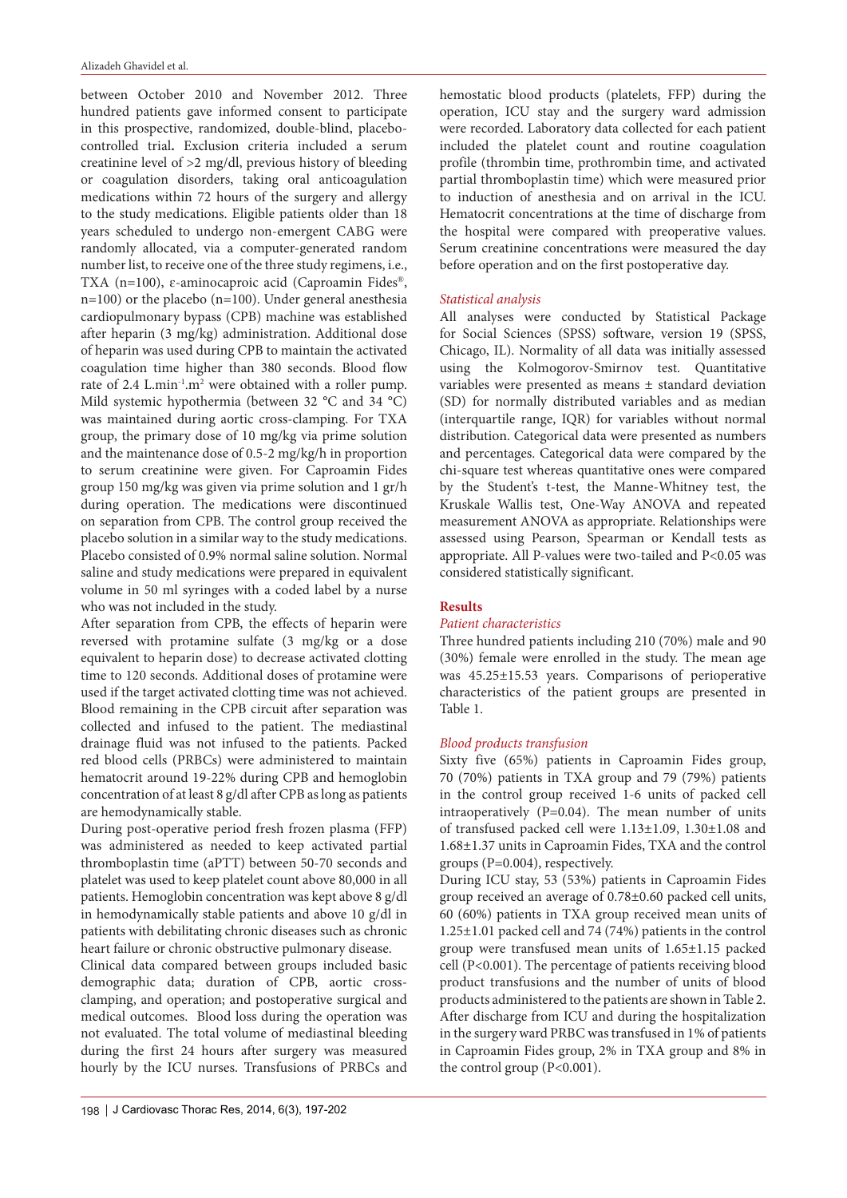between October 2010 and November 2012. Three hundred patients gave informed consent to participate in this prospective, randomized, double-blind, placebo-controlled trial**.** Exclusion criteria included a serum creatinine level of >2 mg/dl, previous history of bleeding or coagulation disorders, taking oral anticoagulation medications within 72 hours of the surgery and allergy to the study medications. Eligible patients older than 18 years scheduled to undergo non-emergent CABG were randomly allocated, via a computer-generated random number list, to receive one of the three study regimens, i.e., TXA (n=100), ε-aminocaproic acid (Caproamin Fides®, n=100) or the placebo (n=100). Under general anesthesia cardiopulmonary bypass (CPB) machine was established after heparin (3 mg/kg) administration. Additional dose of heparin was used during CPB to maintain the activated coagulation time higher than 380 seconds. Blood flow rate of 2.4 $L.min^{-1}.m^2$ were obtained with a roller pump. Mild systemic hypothermia (between 32 °C and 34 °C) was maintained during aortic cross-clamping. For TXA group, the primary dose of 10 mg/kg via prime solution and the maintenance dose of 0.5-2 mg/kg/h in proportion to serum creatinine were given. For Caproamin Fides group 150 mg/kg was given via prime solution and 1 gr/h during operation. The medications were discontinued on separation from CPB. The control group received the placebo solution in a similar way to the study medications. Placebo consisted of 0.9% normal saline solution. Normal saline and study medications were prepared in equivalent volume in 50 ml syringes with a coded label by a nurse who was not included in the study.

After separation from CPB, the effects of heparin were reversed with protamine sulfate (3 mg/kg or a dose equivalent to heparin dose) to decrease activated clotting time to 120 seconds. Additional doses of protamine were used if the target activated clotting time was not achieved. Blood remaining in the CPB circuit after separation was collected and infused to the patient. The mediastinal drainage fluid was not infused to the patients. Packed red blood cells (PRBCs) were administered to maintain hematocrit around 19-22% during CPB and hemoglobin concentration of at least 8 g/dl after CPB as long as patients are hemodynamically stable.

During post-operative period fresh frozen plasma (FFP) was administered as needed to keep activated partial thromboplastin time (aPTT) between 50-70 seconds and platelet was used to keep platelet count above 80,000 in all patients. Hemoglobin concentration was kept above 8 g/dl in hemodynamically stable patients and above 10 g/dl in patients with debilitating chronic diseases such as chronic heart failure or chronic obstructive pulmonary disease.

Clinical data compared between groups included basic demographic data; duration of CPB, aortic cross-clamping, and operation; and postoperative surgical and medical outcomes. Blood loss during the operation was not evaluated. The total volume of mediastinal bleeding during the first 24 hours after surgery was measured hourly by the ICU nurses. Transfusions of PRBCs and hemostatic blood products (platelets, FFP) during the operation, ICU stay and the surgery ward admission were recorded. Laboratory data collected for each patient included the platelet count and routine coagulation profile (thrombin time, prothrombin time, and activated partial thromboplastin time) which were measured prior to induction of anesthesia and on arrival in the ICU. Hematocrit concentrations at the time of discharge from the hospital were compared with preoperative values. Serum creatinine concentrations were measured the day before operation and on the first postoperative day.

### *Statistical analysis*

All analyses were conducted by Statistical Package for Social Sciences (SPSS) software, version 19 (SPSS, Chicago, IL). Normality of all data was initially assessed using the Kolmogorov-Smirnov test. Quantitative variables were presented as means ± standard deviation (SD) for normally distributed variables and as median (interquartile range, IQR) for variables without normal distribution. Categorical data were presented as numbers and percentages. Categorical data were compared by the chi-square test whereas quantitative ones were compared by the Student's t-test, the Manne-Whitney test, the Kruskale Wallis test, One-Way ANOVA and repeated measurement ANOVA as appropriate. Relationships were assessed using Pearson, Spearman or Kendall tests as appropriate. All P-values were two-tailed and P<0.05 was considered statistically significant.

## Results

### *Patient characteristics*

Three hundred patients including 210 (70%) male and 90 (30%) female were enrolled in the study. The mean age was 45.25±15.53 years. Comparisons of perioperative characteristics of the patient groups are presented in Table 1.

### *Blood products transfusion*

Sixty five (65%) patients in Caproamin Fides group, 70 (70%) patients in TXA group and 79 (79%) patients in the control group received 1-6 units of packed cell intraoperatively (P=0.04). The mean number of units of transfused packed cell were 1.13±1.09, 1.30±1.08 and 1.68±1.37 units in Caproamin Fides, TXA and the control groups (P=0.004), respectively.

During ICU stay, 53 (53%) patients in Caproamin Fides group received an average of 0.78±0.60 packed cell units, 60 (60%) patients in TXA group received mean units of 1.25±1.01 packed cell and 74 (74%) patients in the control group were transfused mean units of 1.65±1.15 packed cell (P<0.001). The percentage of patients receiving blood product transfusions and the number of units of blood products administered to the patients are shown in Table 2. After discharge from ICU and during the hospitalization in the surgery ward PRBC was transfused in 1% of patients in Caproamin Fides group, 2% in TXA group and 8% in the control group (P<0.001).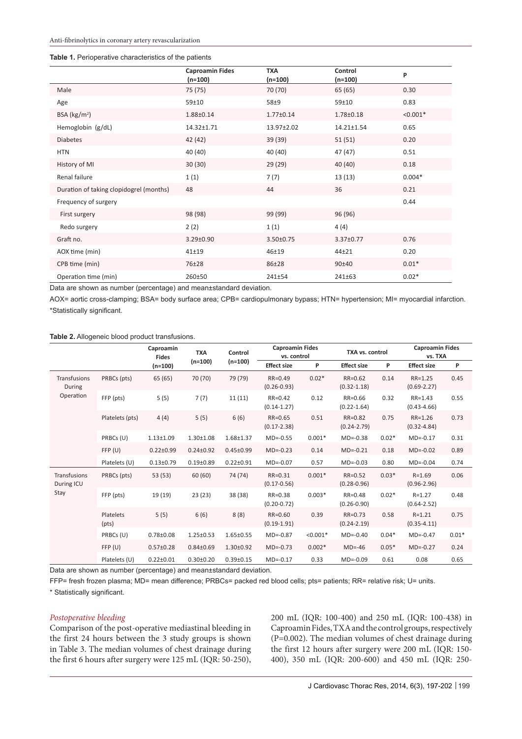**Table 1.** Perioperative characteristics of the patients

| | Caproamin Fides (n=100) | TXA (n=100) | Control (n=100) | P |
|---|---|---|---|---|
| Male | 75 (75) | 70 (70) | 65 (65) | 0.30 |
| Age | 59±10 | 58±9 | 59±10 | 0.83 |
| BSA (kg/m²) | 1.88±0.14 | 1.77±0.14 | 1.78±0.18 | <0.001* |
| Hemoglobin (g/dL) | 14.32±1.71 | 13.97±2.02 | 14.21±1.54 | 0.65 |
| Diabetes | 42 (42) | 39 (39) | 51 (51) | 0.20 |
| HTN | 40 (40) | 40 (40) | 47 (47) | 0.51 |
| History of MI | 30 (30) | 29 (29) | 40 (40) | 0.18 |
| Renal failure | 1 (1) | 7 (7) | 13 (13) | 0.004* |
| Duration of taking clopidogrel (months) | 48 | 44 | 36 | 0.21 |
| Frequency of surgery | | | | 0.44 |
| First surgery | 98 (98) | 99 (99) | 96 (96) | |
| Redo surgery | 2 (2) | 1 (1) | 4 (4) | |
| Graft no. | 3.29±0.90 | 3.50±0.75 | 3.37±0.77 | 0.76 |
| AOX time (min) | 41±19 | 46±19 | 44±21 | 0.20 |
| CPB time (min) | 76±28 | 86±28 | 90±40 | 0.01* |
| Operation time (min) | 260±50 | 241±54 | 241±63 | 0.02* |

Data are shown as number (percentage) and mean±standard deviation.

AOX= aortic cross-clamping; BSA= body surface area; CPB= cardiopulmonary bypass; HTN= hypertension; MI= myocardial infarction.
*Statistically significant.

**Table 2.** Allogeneic blood product transfusions.

| | | Caproamin Fides (n=100) | TXA (n=100) | Control (n=100) | Caproamin Fides vs. control | | TXA vs. control | | Caproamin Fides vs. TXA | |
|---|---|---|---|---|---|---|---|---|---|---|
| | | | | | Effect size | P | Effect size | P | Effect size | P |
| Transfusions During Operation | PRBCs (pts) | 65 (65) | 70 (70) | 79 (79) | RR=0.49 (0.26-0.93) | 0.02* | RR=0.62 (0.32-1.18) | 0.14 | RR=1.25 (0.69-2.27) | 0.45 |
| | FFP (pts) | 5 (5) | 7 (7) | 11 (11) | RR=0.42 (0.14-1.27) | 0.12 | RR=0.66 (0.22-1.64) | 0.32 | RR=1.43 (0.43-4.66) | 0.55 |
| | Platelets (pts) | 4 (4) | 5 (5) | 6 (6) | RR=0.65 (0.17-2.38) | 0.51 | RR=0.82 (0.24-2.79) | 0.75 | RR=1.26 (0.32-4.84) | 0.73 |
| | PRBCs (U) | 1.13±1.09 | 1.30±1.08 | 1.68±1.37 | MD=-0.55 | 0.001* | MD=-0.38 | 0.02* | MD=-0.17 | 0.31 |
| | FFP (U) | 0.22±0.99 | 0.24±0.92 | 0.45±0.99 | MD=-0.23 | 0.14 | MD=-0.21 | 0.18 | MD=-0.02 | 0.89 |
| | Platelets (U) | 0.13±0.79 | 0.19±0.89 | 0.22±0.91 | MD=-0.07 | 0.57 | MD=-0.03 | 0.80 | MD=-0.04 | 0.74 |
| Transfusions During ICU Stay | PRBCs (pts) | 53 (53) | 60 (60) | 74 (74) | RR=0.31 (0.17-0.56) | 0.001* | RR=0.52 (0.28-0.96) | 0.03* | R=1.69 (0.96-2.96) | 0.06 |
| | FFP (pts) | 19 (19) | 23 (23) | 38 (38) | RR=0.38 (0.20-0.72) | 0.003* | RR=0.48 (0.26-0.90) | 0.02* | R=1.27 (0.64-2.52) | 0.48 |
| | Platelets (pts) | 5 (5) | 6 (6) | 8 (8) | RR=0.60 (0.19-1.91) | 0.39 | RR=0.73 (0.24-2.19) | 0.58 | R=1.21 (0.35-4.11) | 0.75 |
| | PRBCs (U) | 0.78±0.08 | 1.25±0.53 | 1.65±0.55 | MD=-0.87 | <0.001* | MD=-0.40 | 0.04* | MD=-0.47 | 0.01* |
| | FFP (U) | 0.57±0.28 | 0.84±0.69 | 1.30±0.92 | MD=-0.73 | 0.002* | MD=-46 | 0.05* | MD=-0.27 | 0.24 |
| | Platelets (U) | 0.22±0.01 | 0.30±0.20 | 0.39±0.15 | MD=-0.17 | 0.33 | MD=-0.09 | 0.61 | 0.08 | 0.65 |

Data are shown as number (percentage) and mean±standard deviation.

FFP= fresh frozen plasma; MD= mean difference; PRBCs= packed red blood cells; pts= patients; RR= relative risk; U= units.

\* Statistically significant.

### *Postoperative bleeding*

Comparison of the post-operative mediastinal bleeding in the first 24 hours between the 3 study groups is shown in Table 3. The median volumes of chest drainage during the first 6 hours after surgery were 125 mL (IQR: 50-250), 200 mL (IQR: 100-400) and 250 mL (IQR: 100-438) in Caproamin Fides, TXA and the control groups, respectively (P=0.002). The median volumes of chest drainage during the first 12 hours after surgery were 200 mL (IQR: 150-400), 350 mL (IQR: 200-600) and 450 mL (IQR: 250-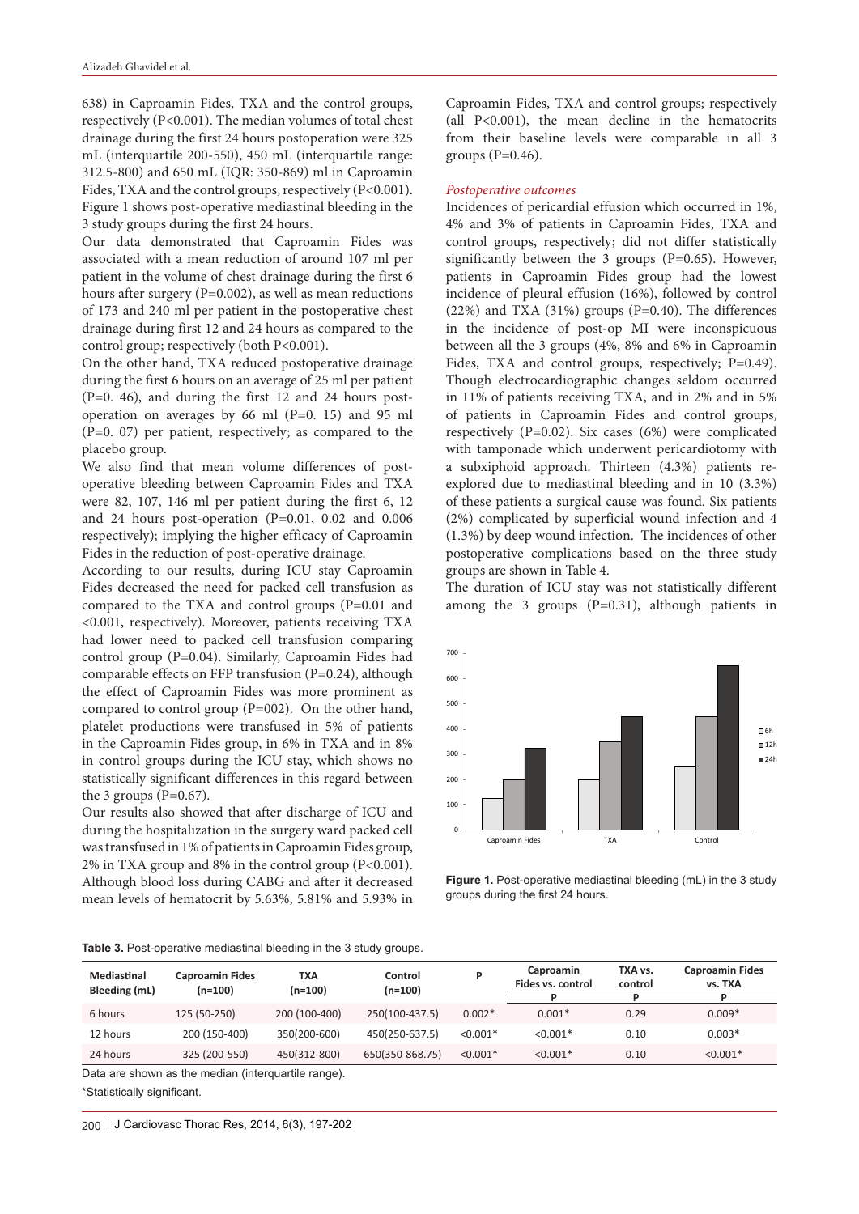638) in Caproamin Fides, TXA and the control groups, respectively (P<0.001). The median volumes of total chest drainage during the first 24 hours postoperation were 325 mL (interquartile 200-550), 450 mL (interquartile range: 312.5-800) and 650 mL (IQR: 350-869) ml in Caproamin Fides, TXA and the control groups, respectively (P<0.001). Figure 1 shows post-operative mediastinal bleeding in the 3 study groups during the first 24 hours.

Our data demonstrated that Caproamin Fides was associated with a mean reduction of around 107 ml per patient in the volume of chest drainage during the first 6 hours after surgery (P=0.002), as well as mean reductions of 173 and 240 ml per patient in the postoperative chest drainage during first 12 and 24 hours as compared to the control group; respectively (both P<0.001).

On the other hand, TXA reduced postoperative drainage during the first 6 hours on an average of 25 ml per patient (P=0. 46), and during the first 12 and 24 hours post-operation on averages by 66 ml (P=0. 15) and 95 ml (P=0. 07) per patient, respectively; as compared to the placebo group.

We also find that mean volume differences of post-operative bleeding between Caproamin Fides and TXA were 82, 107, 146 ml per patient during the first 6, 12 and 24 hours post-operation (P=0.01, 0.02 and 0.006 respectively); implying the higher efficacy of Caproamin Fides in the reduction of post-operative drainage.

According to our results, during ICU stay Caproamin Fides decreased the need for packed cell transfusion as compared to the TXA and control groups (P=0.01 and <0.001, respectively). Moreover, patients receiving TXA had lower need to packed cell transfusion comparing control group (P=0.04). Similarly, Caproamin Fides had comparable effects on FFP transfusion (P=0.24), although the effect of Caproamin Fides was more prominent as compared to control group (P=002). On the other hand, platelet productions were transfused in 5% of patients in the Caproamin Fides group, in 6% in TXA and in 8% in control groups during the ICU stay, which shows no statistically significant differences in this regard between the 3 groups (P=0.67).

Our results also showed that after discharge of ICU and during the hospitalization in the surgery ward packed cell was transfused in 1% of patients in Caproamin Fides group, 2% in TXA group and 8% in the control group (P<0.001). Although blood loss during CABG and after it decreased mean levels of hematocrit by 5.63%, 5.81% and 5.93% in Caproamin Fides, TXA and control groups; respectively (all P<0.001), the mean decline in the hematocrits from their baseline levels were comparable in all 3 groups (P=0.46).

### *Postoperative outcomes*

Incidences of pericardial effusion which occurred in 1%, 4% and 3% of patients in Caproamin Fides, TXA and control groups, respectively; did not differ statistically significantly between the 3 groups (P=0.65). However, patients in Caproamin Fides group had the lowest incidence of pleural effusion (16%), followed by control (22%) and TXA (31%) groups (P=0.40). The differences in the incidence of post-op MI were inconspicuous between all the 3 groups (4%, 8% and 6% in Caproamin Fides, TXA and control groups, respectively; P=0.49). Though electrocardiographic changes seldom occurred in 11% of patients receiving TXA, and in 2% and in 5% of patients in Caproamin Fides and control groups, respectively (P=0.02). Six cases (6%) were complicated with tamponade which underwent pericardiotomy with a subxiphoid approach. Thirteen (4.3%) patients re-explored due to mediastinal bleeding and in 10 (3.3%) of these patients a surgical cause was found. Six patients (2%) complicated by superficial wound infection and 4 (1.3%) by deep wound infection. The incidences of other postoperative complications based on the three study groups are shown in Table 4.

The duration of ICU stay was not statistically different among the 3 groups (P=0.31), although patients in

**Figure 1.** Post-operative mediastinal bleeding (mL) in the 3 study groups during the first 24 hours.

**Table 3.** Post-operative mediastinal bleeding in the 3 study groups.

| Mediastinal Bleeding (mL) | Caproamin Fides (n=100) | TXA (n=100) | Control (n=100) | P | Caproamin Fides vs. control P | TXA vs. control P | Caproamin Fides vs. TXA P |
|---|---|---|---|---|---|---|---|
| 6 hours | 125 (50-250) | 200 (100-400) | 250(100-437.5) | 0.002* | 0.001* | 0.29 | 0.009* |
| 12 hours | 200 (150-400) | 350(200-600) | 450(250-637.5) | <0.001* | <0.001* | 0.10 | 0.003* |
| 24 hours | 325 (200-550) | 450(312-800) | 650(350-868.75) | <0.001* | <0.001* | 0.10 | <0.001* |

Data are shown as the median (interquartile range).

*Statistically significant.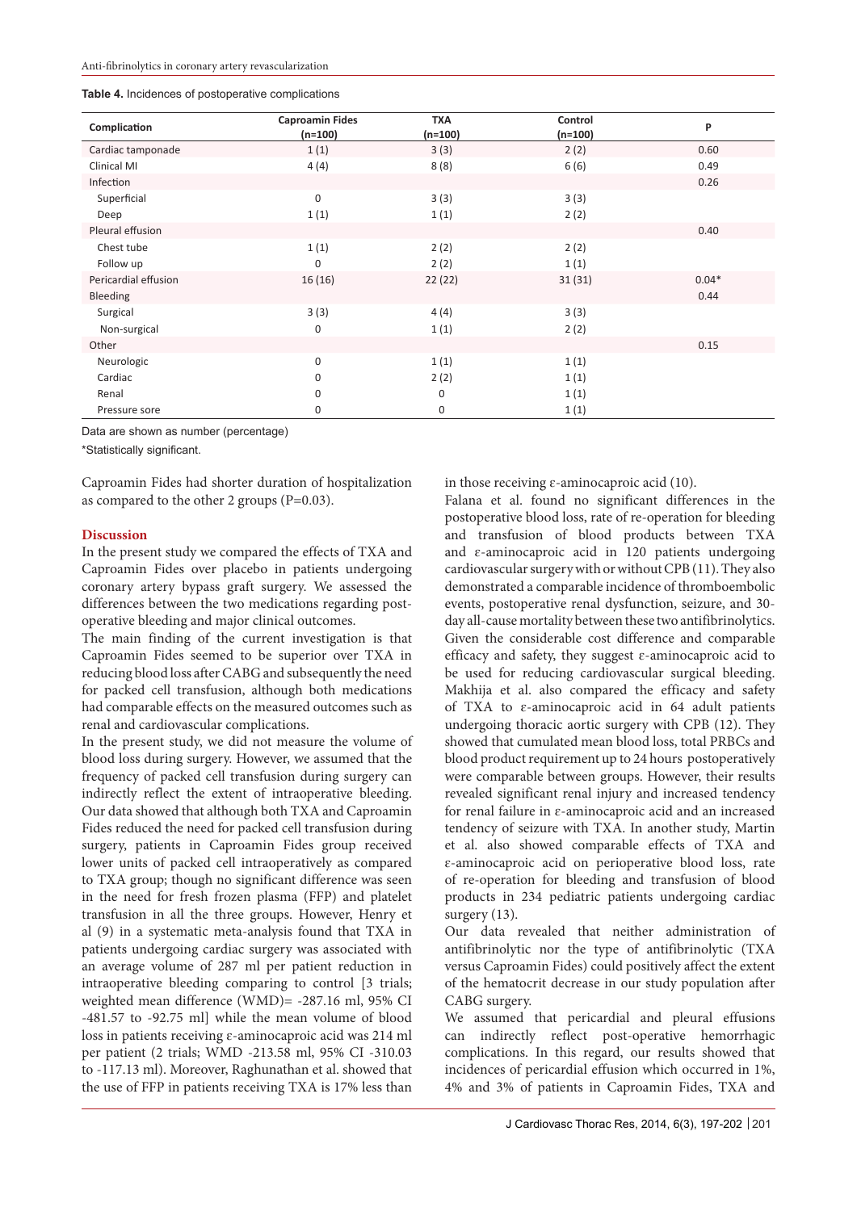**Table 4.** Incidences of postoperative complications

| Complication | Caproamin Fides (n=100) | TXA (n=100) | Control (n=100) | P |
|---|---|---|---|---|
| Cardiac tamponade | 1 (1) | 3 (3) | 2 (2) | 0.60 |
| Clinical MI | 4 (4) | 8 (8) | 6 (6) | 0.49 |
| Infection | | | | 0.26 |
| Superficial | 0 | 3 (3) | 3 (3) | |
| Deep | 1 (1) | 1 (1) | 2 (2) | |
| Pleural effusion | | | | 0.40 |
| Chest tube | 1 (1) | 2 (2) | 2 (2) | |
| Follow up | 0 | 2 (2) | 1 (1) | |
| Pericardial effusion | 16 (16) | 22 (22) | 31 (31) | 0.04* |
| Bleeding | | | | 0.44 |
| Surgical | 3 (3) | 4 (4) | 3 (3) | |
| Non-surgical | 0 | 1 (1) | 2 (2) | |
| Other | | | | 0.15 |
| Neurologic | 0 | 1 (1) | 1 (1) | |
| Cardiac | 0 | 2 (2) | 1 (1) | |
| Renal | 0 | 0 | 1 (1) | |
| Pressure sore | 0 | 0 | 1 (1) | |

Data are shown as number (percentage)

*Statistically significant.

Caproamin Fides had shorter duration of hospitalization as compared to the other 2 groups (P=0.03).

## Discussion

In the present study we compared the effects of TXA and Caproamin Fides over placebo in patients undergoing coronary artery bypass graft surgery. We assessed the differences between the two medications regarding post-operative bleeding and major clinical outcomes.

The main finding of the current investigation is that Caproamin Fides seemed to be superior over TXA in reducing blood loss after CABG and subsequently the need for packed cell transfusion, although both medications had comparable effects on the measured outcomes such as renal and cardiovascular complications.

In the present study, we did not measure the volume of blood loss during surgery. However, we assumed that the frequency of packed cell transfusion during surgery can indirectly reflect the extent of intraoperative bleeding. Our data showed that although both TXA and Caproamin Fides reduced the need for packed cell transfusion during surgery, patients in Caproamin Fides group received lower units of packed cell intraoperatively as compared to TXA group; though no significant difference was seen in the need for fresh frozen plasma (FFP) and platelet transfusion in all the three groups. However, Henry et al (9) in a systematic meta-analysis found that TXA in patients undergoing cardiac surgery was associated with an average volume of 287 ml per patient reduction in intraoperative bleeding comparing to control [3 trials; weighted mean difference (WMD)= -287.16 ml, 95% CI -481.57 to -92.75 ml] while the mean volume of blood loss in patients receiving ε-aminocaproic acid was 214 ml per patient (2 trials; WMD -213.58 ml, 95% CI -310.03 to -117.13 ml). Moreover, Raghunathan et al. showed that the use of FFP in patients receiving TXA is 17% less than in those receiving ε-aminocaproic acid (10).

Falana et al. found no significant differences in the postoperative blood loss, rate of re-operation for bleeding and transfusion of blood products between TXA and ε-aminocaproic acid in 120 patients undergoing cardiovascular surgery with or without CPB (11). They also demonstrated a comparable incidence of thromboembolic events, postoperative renal dysfunction, seizure, and 30-day all-cause mortality between these two antifibrinolytics. Given the considerable cost difference and comparable efficacy and safety, they suggest ε-aminocaproic acid to be used for reducing cardiovascular surgical bleeding. Makhija et al. also compared the efficacy and safety of TXA to ε-aminocaproic acid in 64 adult patients undergoing thoracic aortic surgery with CPB (12). They showed that cumulated mean blood loss, total PRBCs and blood product requirement up to 24 hours postoperatively were comparable between groups. However, their results revealed significant renal injury and increased tendency for renal failure in ε-aminocaproic acid and an increased tendency of seizure with TXA. In another study, Martin et al. also showed comparable effects of TXA and ε-aminocaproic acid on perioperative blood loss, rate of re-operation for bleeding and transfusion of blood products in 234 pediatric patients undergoing cardiac surgery (13).

Our data revealed that neither administration of antifibrinolytic nor the type of antifibrinolytic (TXA versus Caproamin Fides) could positively affect the extent of the hematocrit decrease in our study population after CABG surgery.

We assumed that pericardial and pleural effusions can indirectly reflect post-operative hemorrhagic complications. In this regard, our results showed that incidences of pericardial effusion which occurred in 1%, 4% and 3% of patients in Caproamin Fides, TXA and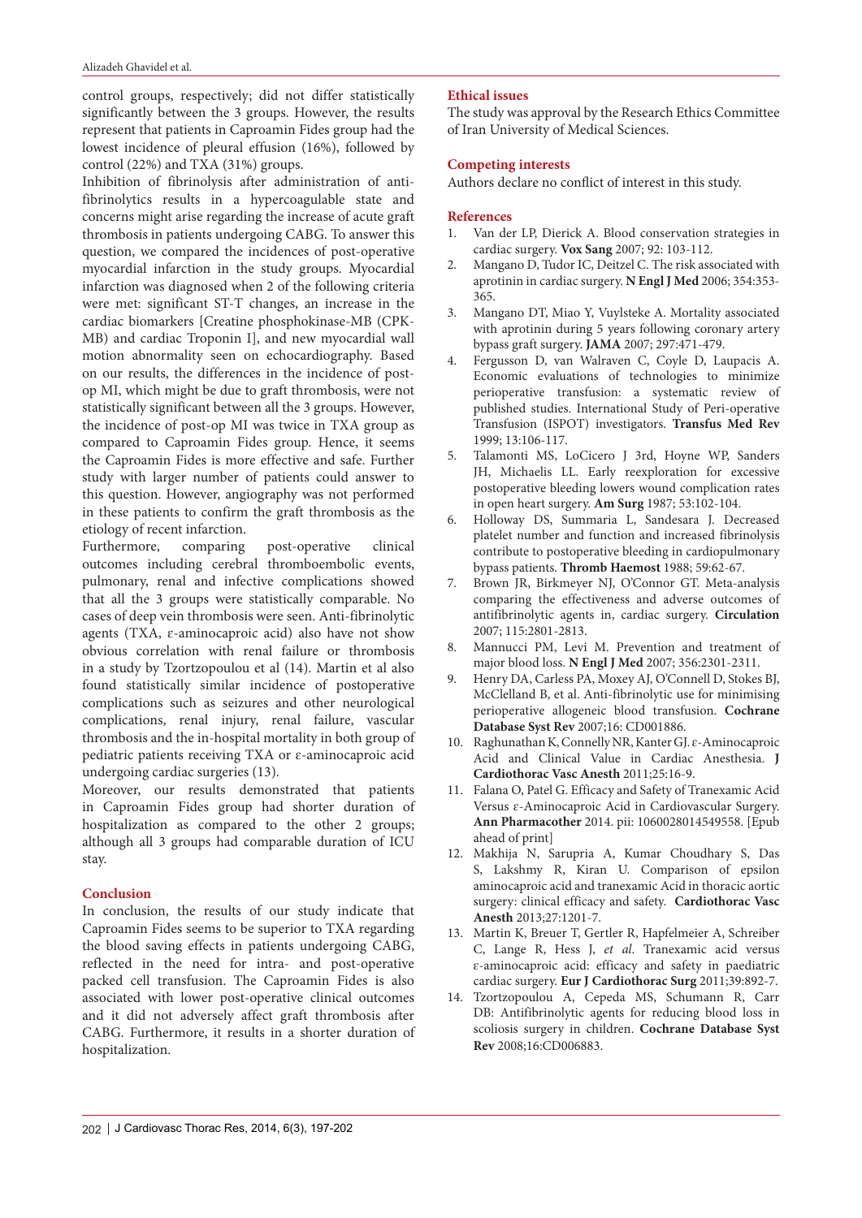control groups, respectively; did not differ statistically significantly between the 3 groups. However, the results represent that patients in Caproamin Fides group had the lowest incidence of pleural effusion (16%), followed by control (22%) and TXA (31%) groups.

Inhibition of fibrinolysis after administration of anti-fibrinolytics results in a hypercoagulable state and concerns might arise regarding the increase of acute graft thrombosis in patients undergoing CABG. To answer this question, we compared the incidences of post-operative myocardial infarction in the study groups. Myocardial infarction was diagnosed when 2 of the following criteria were met: significant ST-T changes, an increase in the cardiac biomarkers [Creatine phosphokinase-MB (CPK-MB) and cardiac Troponin I], and new myocardial wall motion abnormality seen on echocardiography. Based on our results, the differences in the incidence of post-op MI, which might be due to graft thrombosis, were not statistically significant between all the 3 groups. However, the incidence of post-op MI was twice in TXA group as compared to Caproamin Fides group. Hence, it seems the Caproamin Fides is more effective and safe. Further study with larger number of patients could answer to this question. However, angiography was not performed in these patients to confirm the graft thrombosis as the etiology of recent infarction.

Furthermore, comparing post-operative clinical outcomes including cerebral thromboembolic events, pulmonary, renal and infective complications showed that all the 3 groups were statistically comparable. No cases of deep vein thrombosis were seen. Anti-fibrinolytic agents (TXA, ε-aminocaproic acid) also have not show obvious correlation with renal failure or thrombosis in a study by Tzortzopoulou et al (14). Martin et al also found statistically similar incidence of postoperative complications such as seizures and other neurological complications, renal injury, renal failure, vascular thrombosis and the in-hospital mortality in both group of pediatric patients receiving TXA or ε-aminocaproic acid undergoing cardiac surgeries (13).

Moreover, our results demonstrated that patients in Caproamin Fides group had shorter duration of hospitalization as compared to the other 2 groups; although all 3 groups had comparable duration of ICU stay.

## Conclusion

In conclusion, the results of our study indicate that Caproamin Fides seems to be superior to TXA regarding the blood saving effects in patients undergoing CABG, reflected in the need for intra- and post-operative packed cell transfusion. The Caproamin Fides is also associated with lower post-operative clinical outcomes and it did not adversely affect graft thrombosis after CABG. Furthermore, it results in a shorter duration of hospitalization.

## Ethical issues

The study was approval by the Research Ethics Committee of Iran University of Medical Sciences.

## Competing interests

Authors declare no conflict of interest in this study.

## References

1. Van der Linden P, Dierick A. Blood conservation strategies in cardiac surgery. **Vox Sang** 2007; 92: 103-112.
2. Mangano D, Tudor IC, Deitzel C. The risk associated with aprotinin in cardiac surgery. **N Engl J Med** 2006; 354:353-365.
3. Mangano DT, Miao Y, Vuylsteke A. Mortality associated with aprotinin during 5 years following coronary artery bypass graft surgery. **JAMA** 2007; 297:471-479.
4. Fergusson D, van Walraven C, Coyle D, Laupacis A. Economic evaluations of technologies to minimize perioperative transfusion: a systematic review of published studies. International Study of Peri-operative Transfusion (ISPOT) investigators. **Transfus Med Rev** 1999; 13:106-117.
5. Talamonti MS, LoCicero J 3rd, Hoyne WP, Sanders JH, Michaelis LL. Early reexploration for excessive postoperative bleeding lowers wound complication rates in open heart surgery. **Am Surg** 1987; 53:102-104.
6. Holloway DS, Summaria L, Sandesara J. Decreased platelet number and function and increased fibrinolysis contribute to postoperative bleeding in cardiopulmonary bypass patients. **Thromb Haemost** 1988; 59:62-67.
7. Brown JR, Birkmeyer NJ, O'Connor GT. Meta-analysis comparing the effectiveness and adverse outcomes of antifibrinolytic agents in, cardiac surgery. **Circulation** 2007; 115:2801-2813.
8. Mannucci PM, Levi M. Prevention and treatment of major blood loss. **N Engl J Med** 2007; 356:2301-2311.
9. Henry DA, Carless PA, Moxey AJ, O'Connell D, Stokes BJ, McClelland B, et al. Anti-fibrinolytic use for minimising perioperative allogeneic blood transfusion. **Cochrane Database Syst Rev** 2007;16: CD001886.
10. Raghunathan K, Connelly NR, Kanter GJ. ε-Aminocaproic Acid and Clinical Value in Cardiac Anesthesia. **J Cardiothorac Vasc Anesth** 2011;25:16-9.
11. Falana O, Patel G. Efficacy and Safety of Tranexamic Acid Versus ε-Aminocaproic Acid in Cardiovascular Surgery. **Ann Pharmacother** 2014. pii: 1060028014549558. [Epub ahead of print]
12. Makhija N, Sarupria A, Kumar Choudhary S, Das S, Lakshmy R, Kiran U. Comparison of epsilon aminocaproic acid and tranexamic Acid in thoracic aortic surgery: clinical efficacy and safety. **Cardiothorac Vasc Anesth** 2013;27:1201-7.
13. Martin K, Breuer T, Gertler R, Hapfelmeier A, Schreiber C, Lange R, Hess J, *et al*. Tranexamic acid versus ε-aminocaproic acid: efficacy and safety in paediatric cardiac surgery. **Eur J Cardiothorac Surg** 2011;39:892-7.
14. Tzortzopoulou A, Cepeda MS, Schumann R, Carr DB: Antifibrinolytic agents for reducing blood loss in scoliosis surgery in children. **Cochrane Database Syst Rev** 2008;16:CD006883.